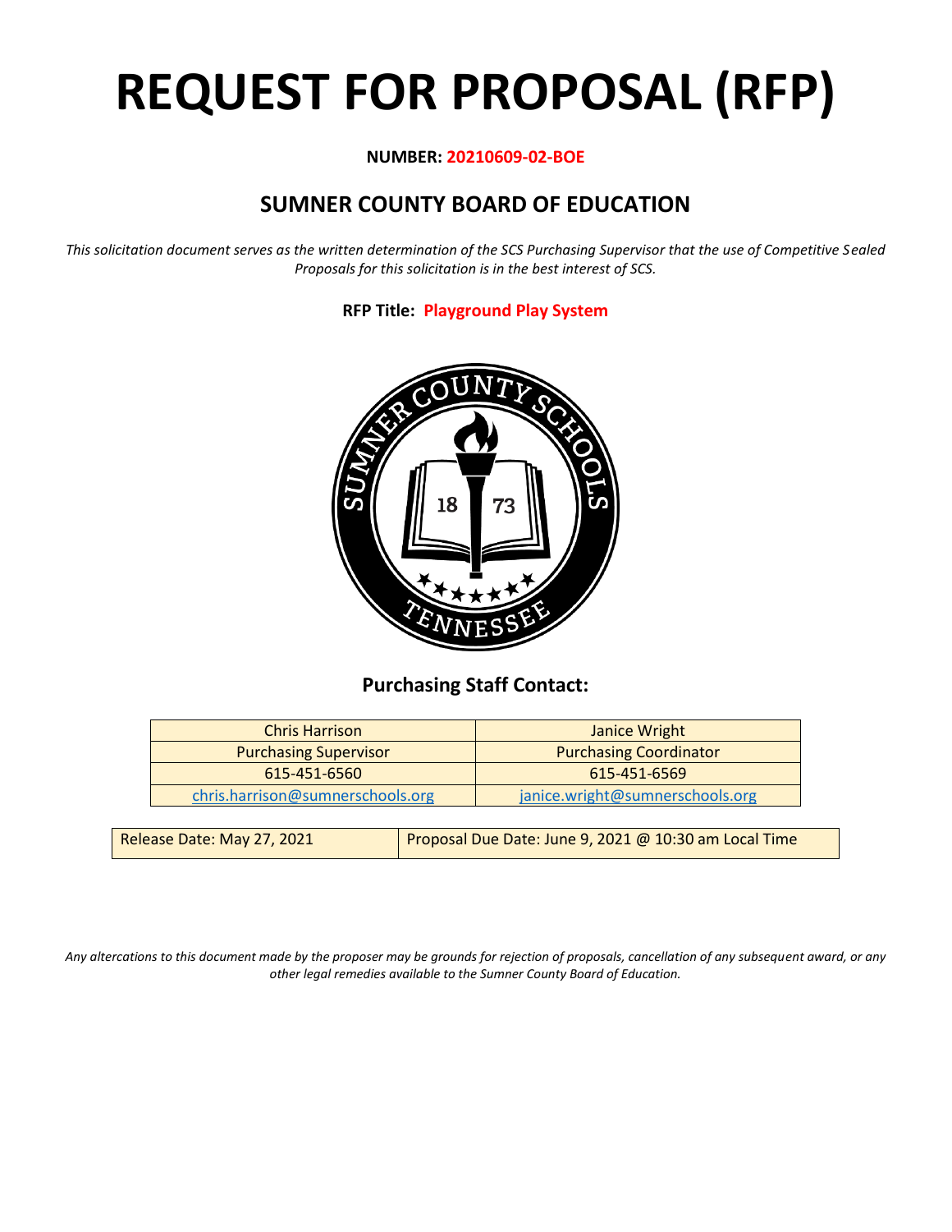# REQUEST FOR PROPOSAL (RFP)

**NUMBER: 20210609-02-BOE**

## SUMNER COUNTY BOARD OF EDUCATION

*This solicitation document serves as the written determination of the SCS Purchasing Supervisor that the use of Competitive Sealed Proposals for this solicitation is in the best interest of SCS.*

**RFP Title: Playground Play System**

### Purchasing Staff Contact:

| Chris Harrison | Janice Wright |
|---|---|
| Purchasing Supervisor | Purchasing Coordinator |
| 615-451-6560 | 615-451-6569 |
| chris.harrison@sumnerschools.org | janice.wright@sumnerschools.org |

| Release Date: May 27, 2021 | Proposal Due Date: June 9, 2021 @ 10:30 am Local Time |
|---|---|

*Any altercations to this document made by the proposer may be grounds for rejection of proposals, cancellation of any subsequent award, or any other legal remedies available to the Sumner County Board of Education.*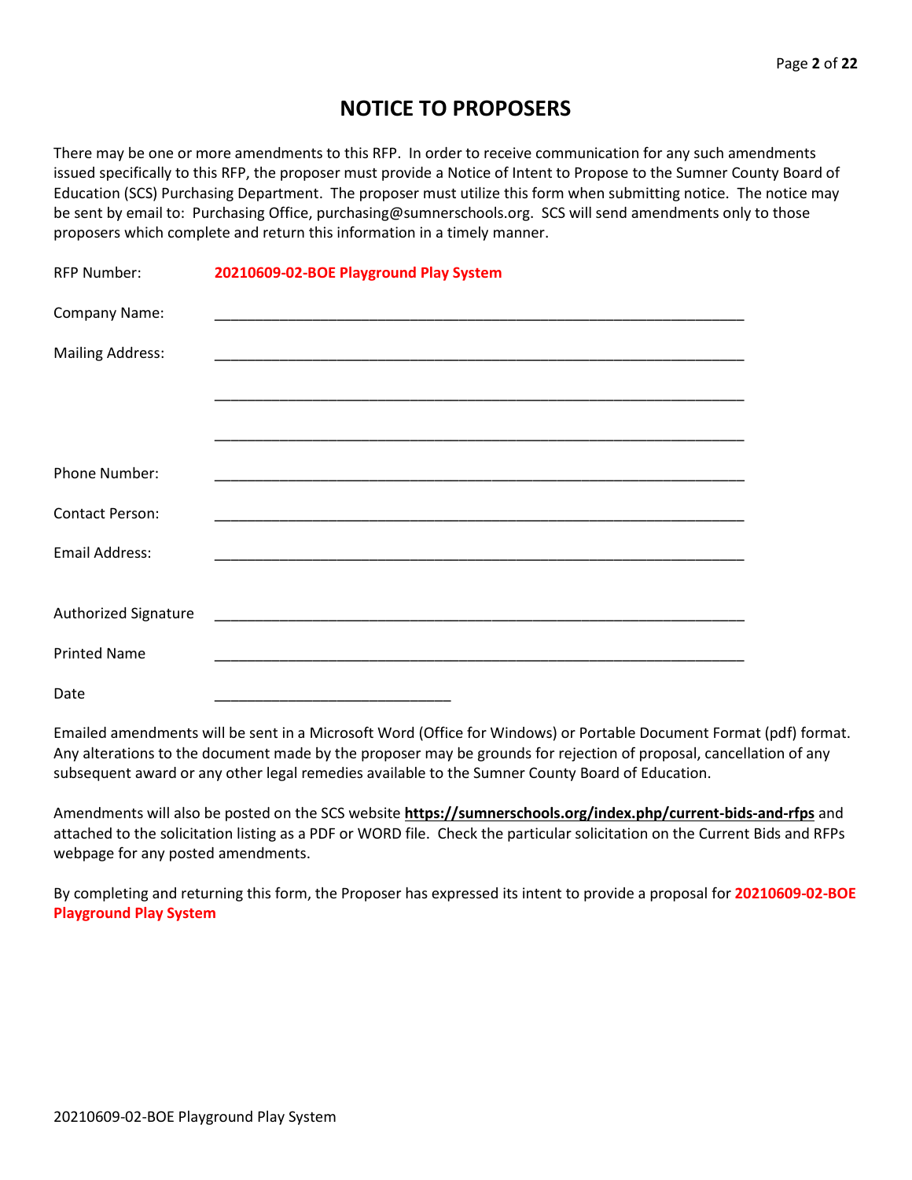# NOTICE TO PROPOSERS

There may be one or more amendments to this RFP. In order to receive communication for any such amendments issued specifically to this RFP, the proposer must provide a Notice of Intent to Propose to the Sumner County Board of Education (SCS) Purchasing Department. The proposer must utilize this form when submitting notice. The notice may be sent by email to: Purchasing Office, purchasing@sumnerschools.org. SCS will send amendments only to those proposers which complete and return this information in a timely manner.

RFP Number: **20210609-02-BOE Playground Play System**

Company Name: ____________________________________________________________

Mailing Address: ____________________________________________________________

____________________________________________________________

____________________________________________________________

Phone Number: ____________________________________________________________

Contact Person: ____________________________________________________________

Email Address: ____________________________________________________________

Authorized Signature ____________________________________________________________

Printed Name ____________________________________________________________

Date ____________________________

Emailed amendments will be sent in a Microsoft Word (Office for Windows) or Portable Document Format (pdf) format. Any alterations to the document made by the proposer may be grounds for rejection of proposal, cancellation of any subsequent award or any other legal remedies available to the Sumner County Board of Education.

Amendments will also be posted on the SCS website **https://sumnerschools.org/index.php/current-bids-and-rfps** and attached to the solicitation listing as a PDF or WORD file. Check the particular solicitation on the Current Bids and RFPs webpage for any posted amendments.

By completing and returning this form, the Proposer has expressed its intent to provide a proposal for **20210609-02-BOE Playground Play System**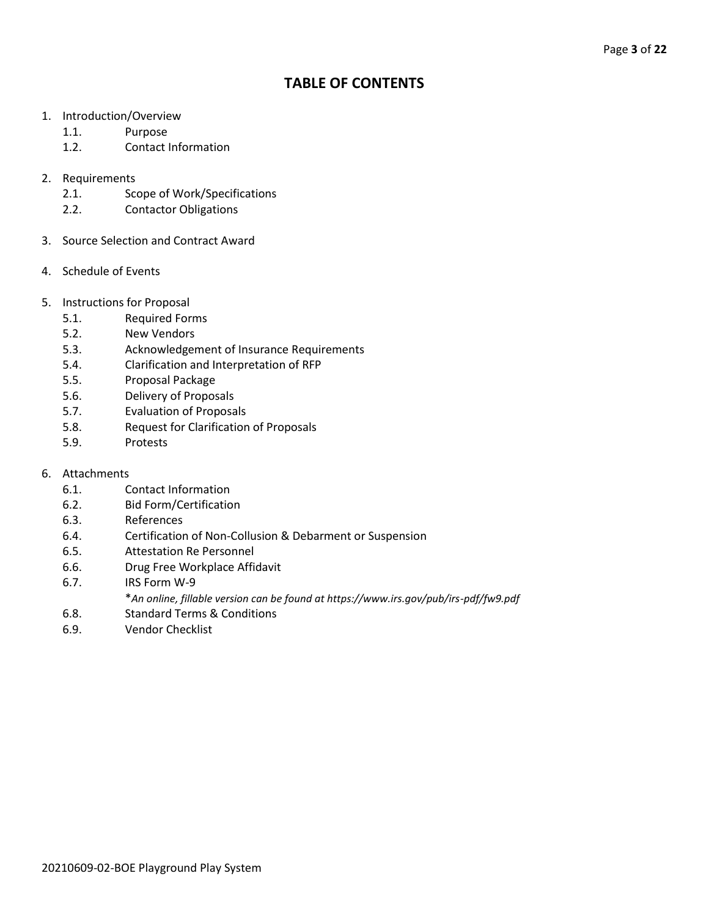# TABLE OF CONTENTS

1. Introduction/Overview
   - 1.1. Purpose
   - 1.2. Contact Information

2. Requirements
   - 2.1. Scope of Work/Specifications
   - 2.2. Contactor Obligations

3. Source Selection and Contract Award

4. Schedule of Events

5. Instructions for Proposal
   - 5.1. Required Forms
   - 5.2. New Vendors
   - 5.3. Acknowledgement of Insurance Requirements
   - 5.4. Clarification and Interpretation of RFP
   - 5.5. Proposal Package
   - 5.6. Delivery of Proposals
   - 5.7. Evaluation of Proposals
   - 5.8. Request for Clarification of Proposals
   - 5.9. Protests

6. Attachments
   - 6.1. Contact Information
   - 6.2. Bid Form/Certification
   - 6.3. References
   - 6.4. Certification of Non-Collusion & Debarment or Suspension
   - 6.5. Attestation Re Personnel
   - 6.6. Drug Free Workplace Affidavit
   - 6.7. IRS Form W-9
     *\*An online, fillable version can be found at https://www.irs.gov/pub/irs-pdf/fw9.pdf*
   - 6.8. Standard Terms & Conditions
   - 6.9. Vendor Checklist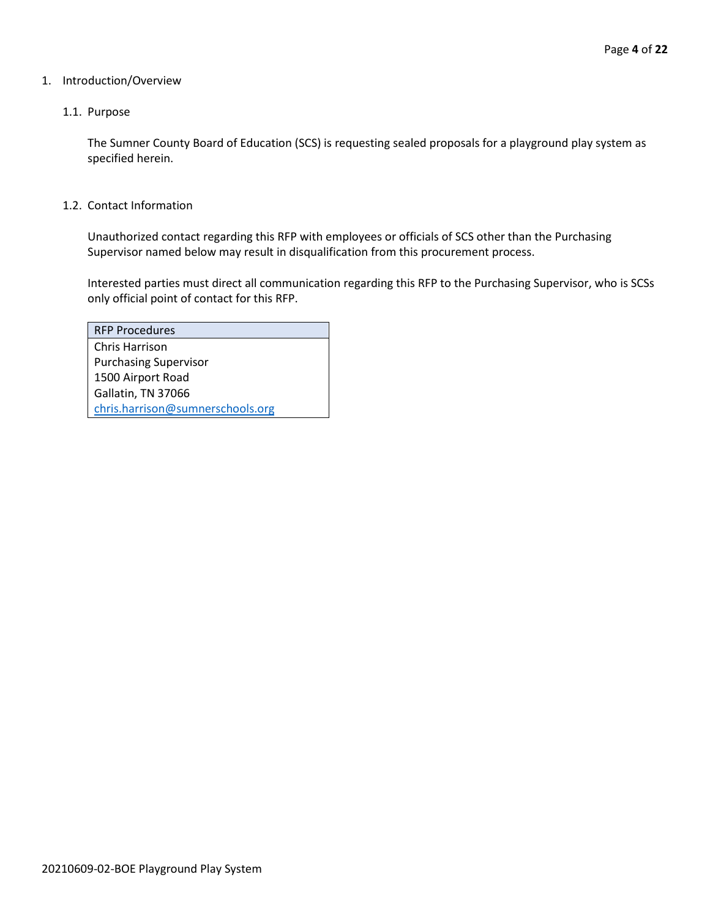# 1. Introduction/Overview

## 1.1. Purpose

The Sumner County Board of Education (SCS) is requesting sealed proposals for a playground play system as specified herein.

## 1.2. Contact Information

Unauthorized contact regarding this RFP with employees or officials of SCS other than the Purchasing Supervisor named below may result in disqualification from this procurement process.

Interested parties must direct all communication regarding this RFP to the Purchasing Supervisor, who is SCSs only official point of contact for this RFP.

| RFP Procedures |
| --- |
| Chris Harrison |
| Purchasing Supervisor |
| 1500 Airport Road |
| Gallatin, TN 37066 |
| chris.harrison@sumnerschools.org |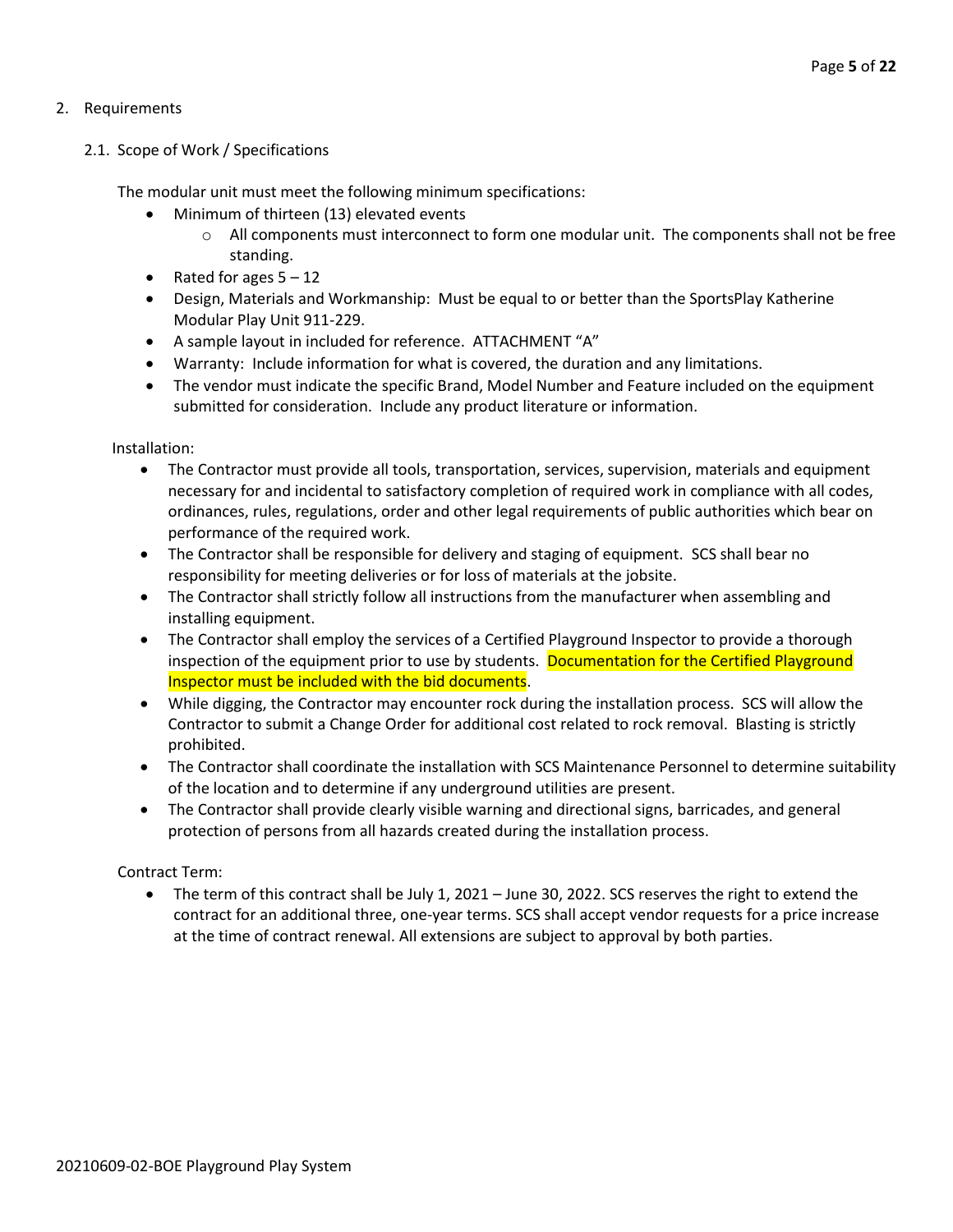## 2. Requirements

### 2.1. Scope of Work / Specifications

The modular unit must meet the following minimum specifications:

- Minimum of thirteen (13) elevated events
  - All components must interconnect to form one modular unit. The components shall not be free standing.
- Rated for ages 5 – 12
- Design, Materials and Workmanship: Must be equal to or better than the SportsPlay Katherine Modular Play Unit 911-229.
- A sample layout in included for reference. ATTACHMENT "A"
- Warranty: Include information for what is covered, the duration and any limitations.
- The vendor must indicate the specific Brand, Model Number and Feature included on the equipment submitted for consideration. Include any product literature or information.

Installation:

- The Contractor must provide all tools, transportation, services, supervision, materials and equipment necessary for and incidental to satisfactory completion of required work in compliance with all codes, ordinances, rules, regulations, order and other legal requirements of public authorities which bear on performance of the required work.
- The Contractor shall be responsible for delivery and staging of equipment. SCS shall bear no responsibility for meeting deliveries or for loss of materials at the jobsite.
- The Contractor shall strictly follow all instructions from the manufacturer when assembling and installing equipment.
- The Contractor shall employ the services of a Certified Playground Inspector to provide a thorough inspection of the equipment prior to use by students. Documentation for the Certified Playground Inspector must be included with the bid documents.
- While digging, the Contractor may encounter rock during the installation process. SCS will allow the Contractor to submit a Change Order for additional cost related to rock removal. Blasting is strictly prohibited.
- The Contractor shall coordinate the installation with SCS Maintenance Personnel to determine suitability of the location and to determine if any underground utilities are present.
- The Contractor shall provide clearly visible warning and directional signs, barricades, and general protection of persons from all hazards created during the installation process.

Contract Term:

- The term of this contract shall be July 1, 2021 – June 30, 2022. SCS reserves the right to extend the contract for an additional three, one-year terms. SCS shall accept vendor requests for a price increase at the time of contract renewal. All extensions are subject to approval by both parties.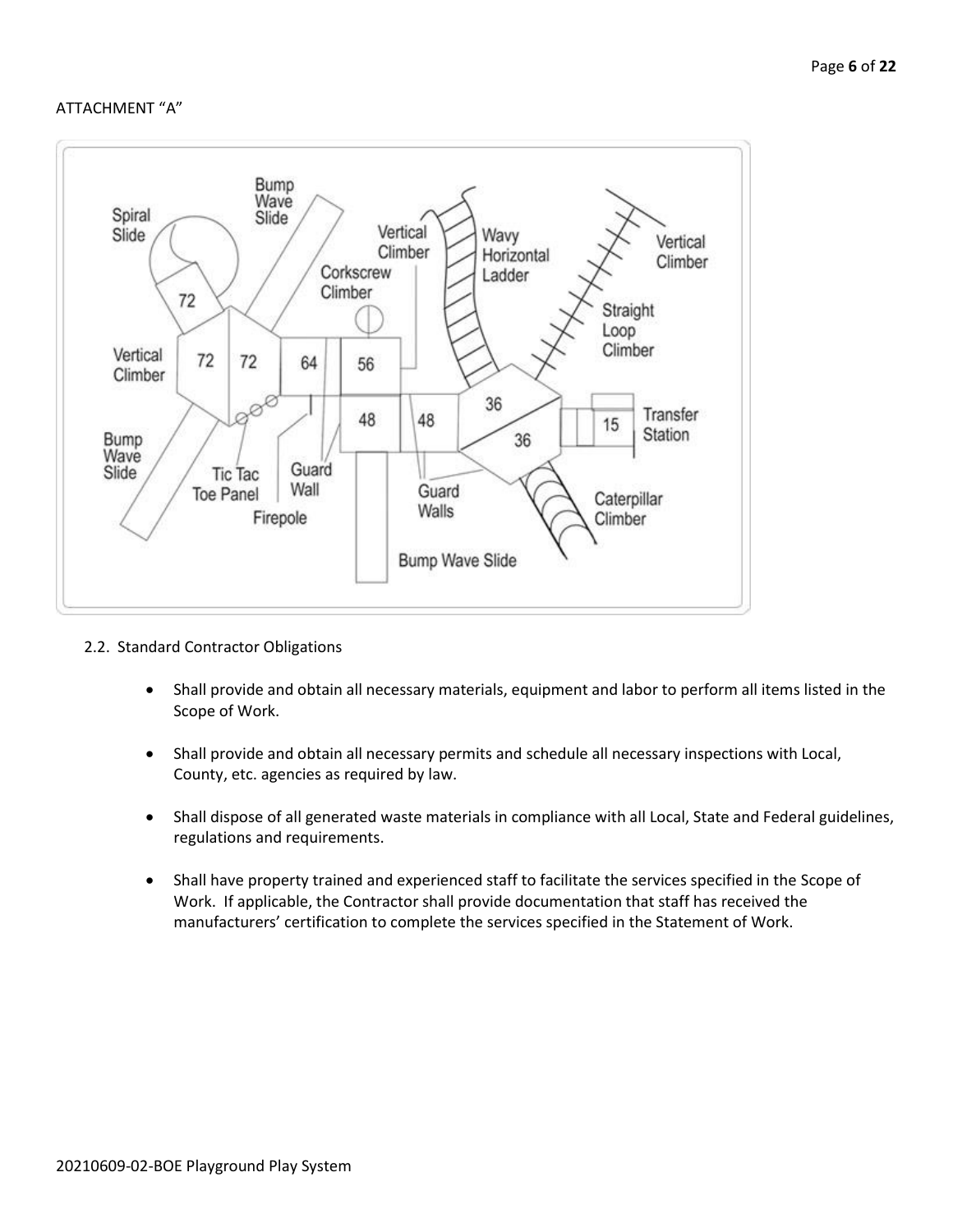ATTACHMENT "A"

2.2. Standard Contractor Obligations

- Shall provide and obtain all necessary materials, equipment and labor to perform all items listed in the Scope of Work.
- Shall provide and obtain all necessary permits and schedule all necessary inspections with Local, County, etc. agencies as required by law.
- Shall dispose of all generated waste materials in compliance with all Local, State and Federal guidelines, regulations and requirements.
- Shall have property trained and experienced staff to facilitate the services specified in the Scope of Work. If applicable, the Contractor shall provide documentation that staff has received the manufacturers' certification to complete the services specified in the Statement of Work.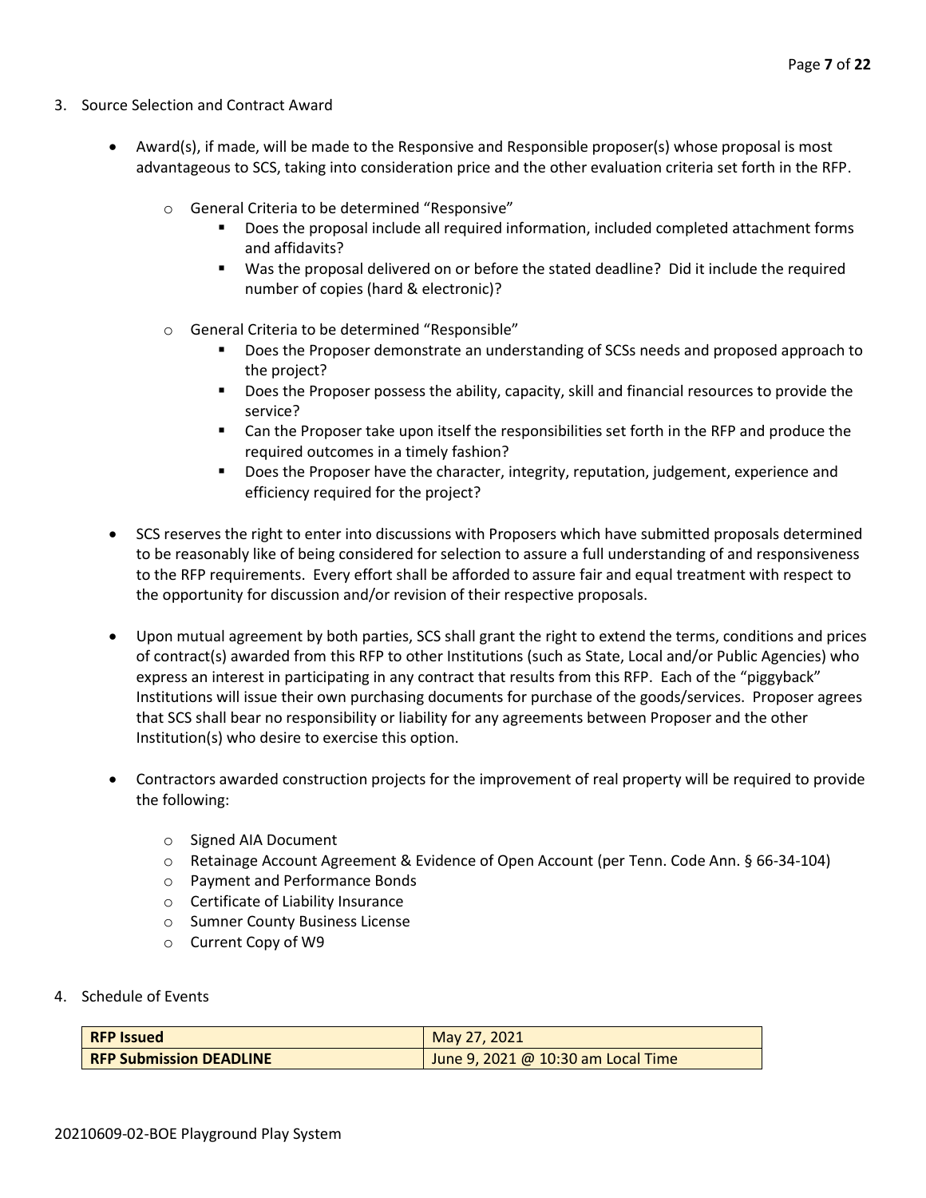3. Source Selection and Contract Award

- Award(s), if made, will be made to the Responsive and Responsible proposer(s) whose proposal is most advantageous to SCS, taking into consideration price and the other evaluation criteria set forth in the RFP.
    - General Criteria to be determined "Responsive"
        - Does the proposal include all required information, included completed attachment forms and affidavits?
        - Was the proposal delivered on or before the stated deadline? Did it include the required number of copies (hard & electronic)?
    - General Criteria to be determined "Responsible"
        - Does the Proposer demonstrate an understanding of SCSs needs and proposed approach to the project?
        - Does the Proposer possess the ability, capacity, skill and financial resources to provide the service?
        - Can the Proposer take upon itself the responsibilities set forth in the RFP and produce the required outcomes in a timely fashion?
        - Does the Proposer have the character, integrity, reputation, judgement, experience and efficiency required for the project?
- SCS reserves the right to enter into discussions with Proposers which have submitted proposals determined to be reasonably like of being considered for selection to assure a full understanding of and responsiveness to the RFP requirements. Every effort shall be afforded to assure fair and equal treatment with respect to the opportunity for discussion and/or revision of their respective proposals.
- Upon mutual agreement by both parties, SCS shall grant the right to extend the terms, conditions and prices of contract(s) awarded from this RFP to other Institutions (such as State, Local and/or Public Agencies) who express an interest in participating in any contract that results from this RFP. Each of the "piggyback" Institutions will issue their own purchasing documents for purchase of the goods/services. Proposer agrees that SCS shall bear no responsibility or liability for any agreements between Proposer and the other Institution(s) who desire to exercise this option.
- Contractors awarded construction projects for the improvement of real property will be required to provide the following:
    - Signed AIA Document
    - Retainage Account Agreement & Evidence of Open Account (per Tenn. Code Ann. § 66-34-104)
    - Payment and Performance Bonds
    - Certificate of Liability Insurance
    - Sumner County Business License
    - Current Copy of W9

4. Schedule of Events

| **RFP Issued** | May 27, 2021 |
|---|---|
| **RFP Submission DEADLINE** | June 9, 2021 @ 10:30 am Local Time |

20210609-02-BOE Playground Play System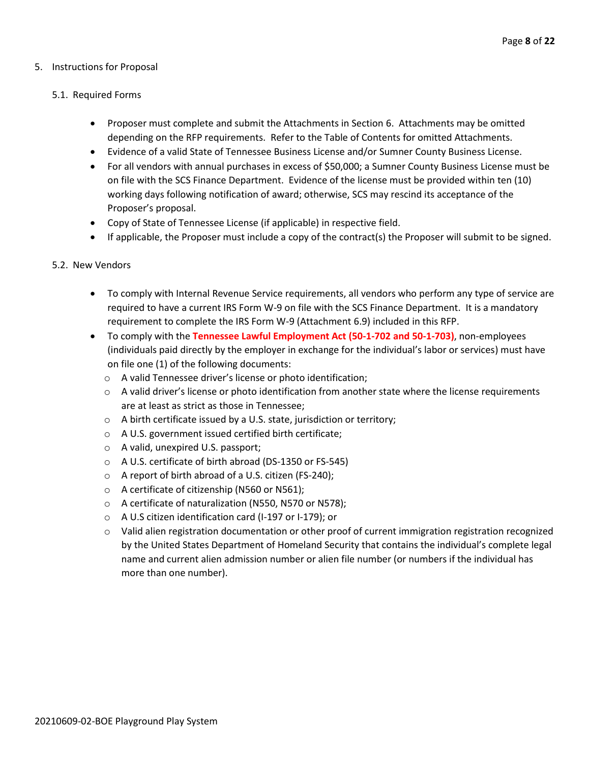5. Instructions for Proposal

5.1. Required Forms

- Proposer must complete and submit the Attachments in Section 6. Attachments may be omitted depending on the RFP requirements. Refer to the Table of Contents for omitted Attachments.
- Evidence of a valid State of Tennessee Business License and/or Sumner County Business License.
- For all vendors with annual purchases in excess of $50,000; a Sumner County Business License must be on file with the SCS Finance Department. Evidence of the license must be provided within ten (10) working days following notification of award; otherwise, SCS may rescind its acceptance of the Proposer's proposal.
- Copy of State of Tennessee License (if applicable) in respective field.
- If applicable, the Proposer must include a copy of the contract(s) the Proposer will submit to be signed.

5.2. New Vendors

- To comply with Internal Revenue Service requirements, all vendors who perform any type of service are required to have a current IRS Form W-9 on file with the SCS Finance Department. It is a mandatory requirement to complete the IRS Form W-9 (Attachment 6.9) included in this RFP.
- To comply with the **Tennessee Lawful Employment Act (50-1-702 and 50-1-703)**, non-employees (individuals paid directly by the employer in exchange for the individual's labor or services) must have on file one (1) of the following documents:
  - A valid Tennessee driver's license or photo identification;
  - A valid driver's license or photo identification from another state where the license requirements are at least as strict as those in Tennessee;
  - A birth certificate issued by a U.S. state, jurisdiction or territory;
  - A U.S. government issued certified birth certificate;
  - A valid, unexpired U.S. passport;
  - A U.S. certificate of birth abroad (DS-1350 or FS-545)
  - A report of birth abroad of a U.S. citizen (FS-240);
  - A certificate of citizenship (N560 or N561);
  - A certificate of naturalization (N550, N570 or N578);
  - A U.S citizen identification card (I-197 or I-179); or
  - Valid alien registration documentation or other proof of current immigration registration recognized by the United States Department of Homeland Security that contains the individual's complete legal name and current alien admission number or alien file number (or numbers if the individual has more than one number).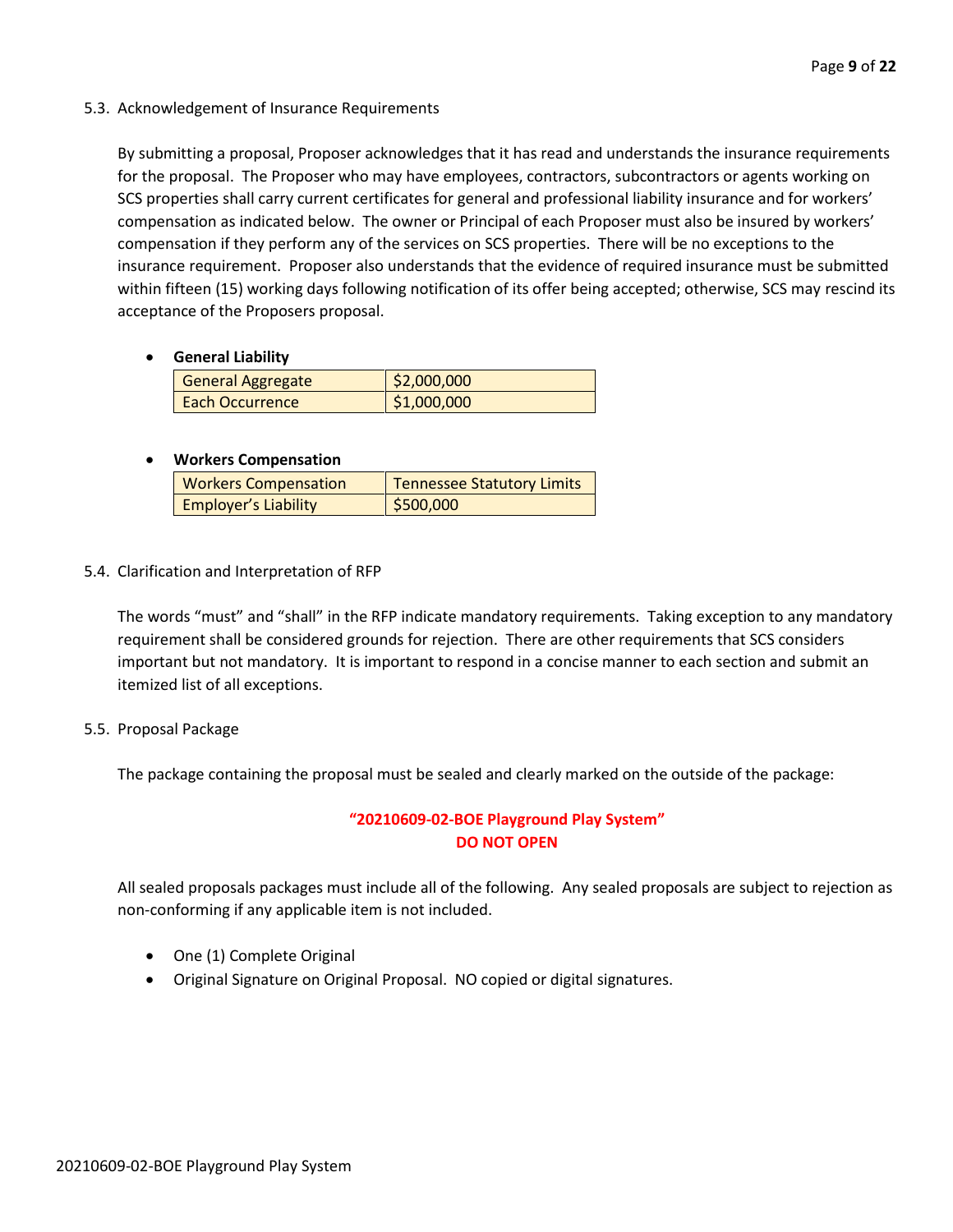### 5.3. Acknowledgement of Insurance Requirements

By submitting a proposal, Proposer acknowledges that it has read and understands the insurance requirements for the proposal. The Proposer who may have employees, contractors, subcontractors or agents working on SCS properties shall carry current certificates for general and professional liability insurance and for workers' compensation as indicated below. The owner or Principal of each Proposer must also be insured by workers' compensation if they perform any of the services on SCS properties. There will be no exceptions to the insurance requirement. Proposer also understands that the evidence of required insurance must be submitted within fifteen (15) working days following notification of its offer being accepted; otherwise, SCS may rescind its acceptance of the Proposers proposal.

- **General Liability**

| General Aggregate | $2,000,000 |
|---|---|
| Each Occurrence | $1,000,000 |

- **Workers Compensation**

| Workers Compensation | Tennessee Statutory Limits |
|---|---|
| Employer's Liability | $500,000 |

### 5.4. Clarification and Interpretation of RFP

The words "must" and "shall" in the RFP indicate mandatory requirements. Taking exception to any mandatory requirement shall be considered grounds for rejection. There are other requirements that SCS considers important but not mandatory. It is important to respond in a concise manner to each section and submit an itemized list of all exceptions.

### 5.5. Proposal Package

The package containing the proposal must be sealed and clearly marked on the outside of the package:

**"20210609-02-BOE Playground Play System"**
**DO NOT OPEN**

All sealed proposals packages must include all of the following. Any sealed proposals are subject to rejection as non-conforming if any applicable item is not included.

- One (1) Complete Original
- Original Signature on Original Proposal. NO copied or digital signatures.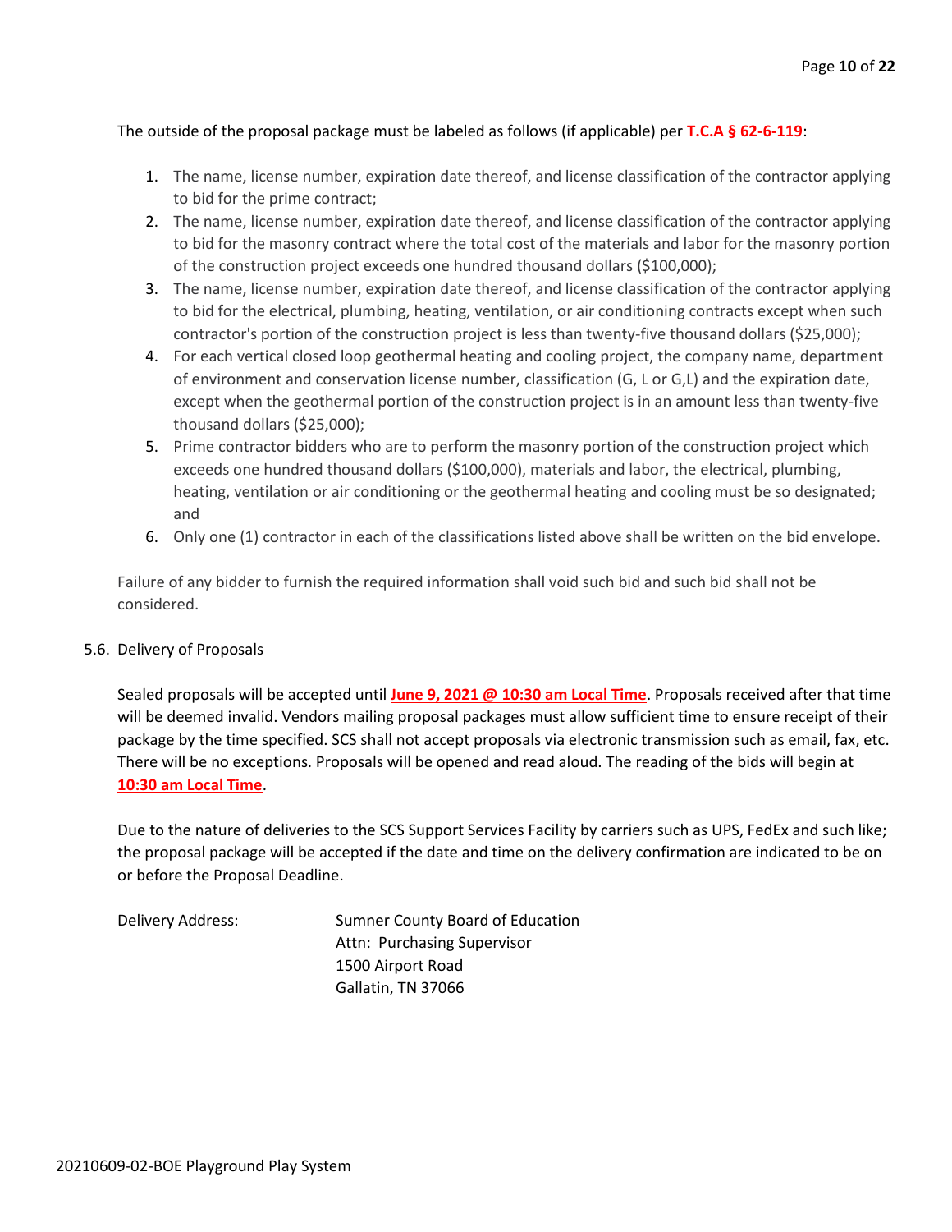The outside of the proposal package must be labeled as follows (if applicable) per **T.C.A § 62-6-119**:

1. The name, license number, expiration date thereof, and license classification of the contractor applying to bid for the prime contract;
2. The name, license number, expiration date thereof, and license classification of the contractor applying to bid for the masonry contract where the total cost of the materials and labor for the masonry portion of the construction project exceeds one hundred thousand dollars ($100,000);
3. The name, license number, expiration date thereof, and license classification of the contractor applying to bid for the electrical, plumbing, heating, ventilation, or air conditioning contracts except when such contractor's portion of the construction project is less than twenty-five thousand dollars ($25,000);
4. For each vertical closed loop geothermal heating and cooling project, the company name, department of environment and conservation license number, classification (G, L or G,L) and the expiration date, except when the geothermal portion of the construction project is in an amount less than twenty-five thousand dollars ($25,000);
5. Prime contractor bidders who are to perform the masonry portion of the construction project which exceeds one hundred thousand dollars ($100,000), materials and labor, the electrical, plumbing, heating, ventilation or air conditioning or the geothermal heating and cooling must be so designated; and
6. Only one (1) contractor in each of the classifications listed above shall be written on the bid envelope.

Failure of any bidder to furnish the required information shall void such bid and such bid shall not be considered.

5.6. Delivery of Proposals

Sealed proposals will be accepted until **June 9, 2021 @ 10:30 am Local Time**. Proposals received after that time will be deemed invalid. Vendors mailing proposal packages must allow sufficient time to ensure receipt of their package by the time specified. SCS shall not accept proposals via electronic transmission such as email, fax, etc. There will be no exceptions. Proposals will be opened and read aloud. The reading of the bids will begin at **10:30 am Local Time**.

Due to the nature of deliveries to the SCS Support Services Facility by carriers such as UPS, FedEx and such like; the proposal package will be accepted if the date and time on the delivery confirmation are indicated to be on or before the Proposal Deadline.

Delivery Address:

Sumner County Board of Education
Attn: Purchasing Supervisor
1500 Airport Road
Gallatin, TN 37066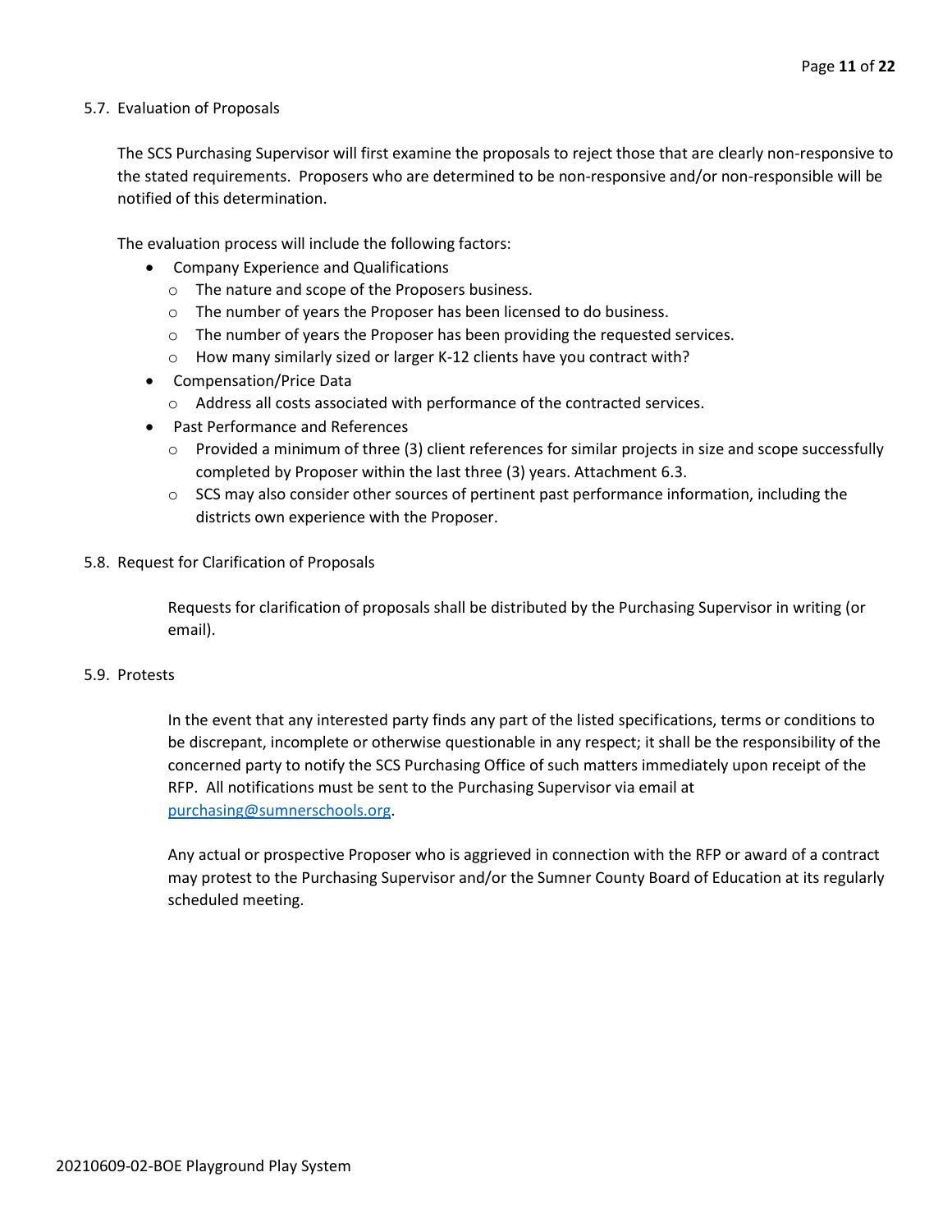### 5.7. Evaluation of Proposals

The SCS Purchasing Supervisor will first examine the proposals to reject those that are clearly non-responsive to the stated requirements. Proposers who are determined to be non-responsive and/or non-responsible will be notified of this determination.

The evaluation process will include the following factors:

- Company Experience and Qualifications
  - The nature and scope of the Proposers business.
  - The number of years the Proposer has been licensed to do business.
  - The number of years the Proposer has been providing the requested services.
  - How many similarly sized or larger K-12 clients have you contract with?
- Compensation/Price Data
  - Address all costs associated with performance of the contracted services.
- Past Performance and References
  - Provided a minimum of three (3) client references for similar projects in size and scope successfully completed by Proposer within the last three (3) years. Attachment 6.3.
  - SCS may also consider other sources of pertinent past performance information, including the districts own experience with the Proposer.

### 5.8. Request for Clarification of Proposals

Requests for clarification of proposals shall be distributed by the Purchasing Supervisor in writing (or email).

### 5.9. Protests

In the event that any interested party finds any part of the listed specifications, terms or conditions to be discrepant, incomplete or otherwise questionable in any respect; it shall be the responsibility of the concerned party to notify the SCS Purchasing Office of such matters immediately upon receipt of the RFP. All notifications must be sent to the Purchasing Supervisor via email at purchasing@sumnerschools.org.

Any actual or prospective Proposer who is aggrieved in connection with the RFP or award of a contract may protest to the Purchasing Supervisor and/or the Sumner County Board of Education at its regularly scheduled meeting.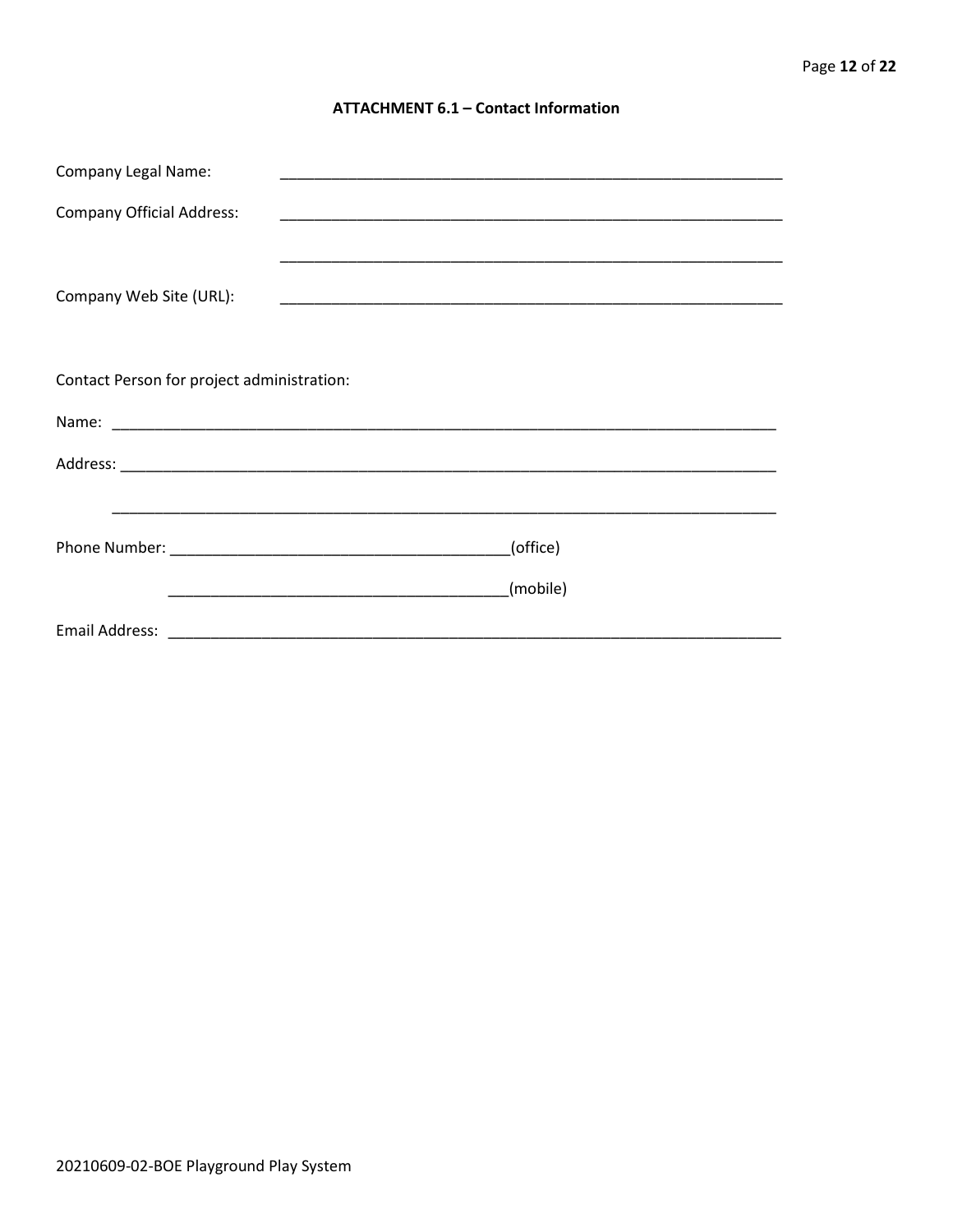### ATTACHMENT 6.1 – Contact Information

Company Legal Name: ____________________________________________________________

Company Official Address: ____________________________________________________________

____________________________________________________________

Company Web Site (URL): ____________________________________________________________

Contact Person for project administration:

Name: ________________________________________________________________________________

Address: ______________________________________________________________________________

______________________________________________________________________________

Phone Number: ________________________________________(office)

________________________________________(mobile)

Email Address: ___________________________________________________________________________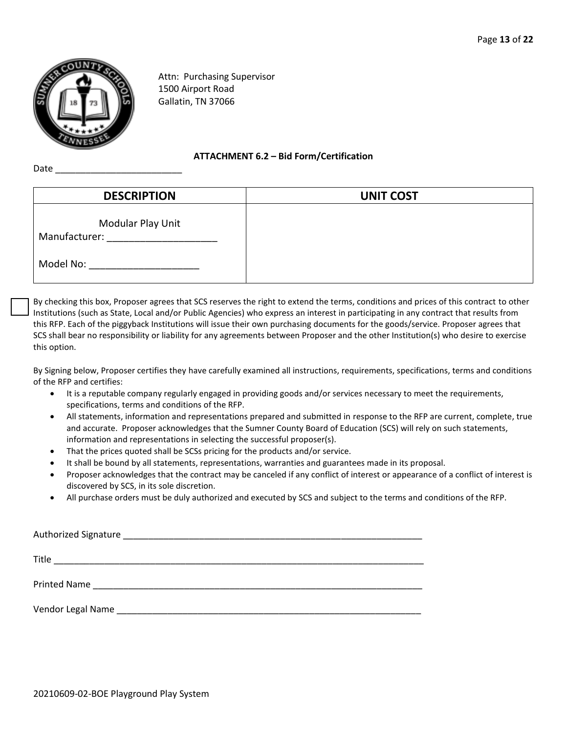Attn: Purchasing Supervisor
1500 Airport Road
Gallatin, TN 37066

**ATTACHMENT 6.2 – Bid Form/Certification**

Date _________________________

| DESCRIPTION | UNIT COST |
|---|---|
| Modular Play Unit<br>Manufacturer: ____________________<br><br>Model No: ____________________ | |

☐ By checking this box, Proposer agrees that SCS reserves the right to extend the terms, conditions and prices of this contract to other Institutions (such as State, Local and/or Public Agencies) who express an interest in participating in any contract that results from this RFP. Each of the piggyback Institutions will issue their own purchasing documents for the goods/service. Proposer agrees that SCS shall bear no responsibility or liability for any agreements between Proposer and the other Institution(s) who desire to exercise this option.

By Signing below, Proposer certifies they have carefully examined all instructions, requirements, specifications, terms and conditions of the RFP and certifies:

- It is a reputable company regularly engaged in providing goods and/or services necessary to meet the requirements, specifications, terms and conditions of the RFP.
- All statements, information and representations prepared and submitted in response to the RFP are current, complete, true and accurate. Proposer acknowledges that the Sumner County Board of Education (SCS) will rely on such statements, information and representations in selecting the successful proposer(s).
- That the prices quoted shall be SCSs pricing for the products and/or service.
- It shall be bound by all statements, representations, warranties and guarantees made in its proposal.
- Proposer acknowledges that the contract may be canceled if any conflict of interest or appearance of a conflict of interest is discovered by SCS, in its sole discretion.
- All purchase orders must be duly authorized and executed by SCS and subject to the terms and conditions of the RFP.

Authorized Signature ______________________________________________________________

Title ______________________________________________________________________________

Printed Name ______________________________________________________________________

Vendor Legal Name _________________________________________________________________

20210609-02-BOE Playground Play System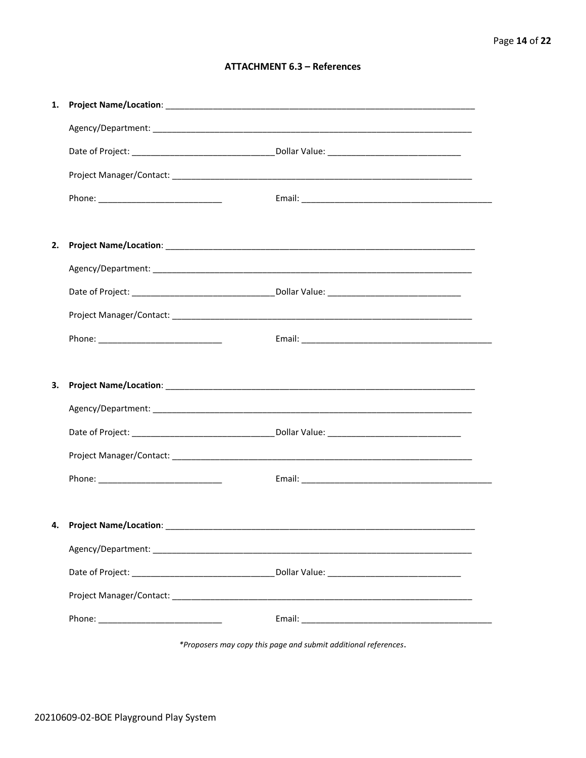## ATTACHMENT 6.3 – References

1. **Project Name/Location**: ______________________________________________________________________

   Agency/Department: ____________________________________________________________________

   Date of Project: ______________________________ Dollar Value: ____________________________

   Project Manager/Contact: ________________________________________________________________

   Phone: __________________________ Email: ________________________________________

2. **Project Name/Location**: ______________________________________________________________________

   Agency/Department: ____________________________________________________________________

   Date of Project: ______________________________ Dollar Value: ____________________________

   Project Manager/Contact: ________________________________________________________________

   Phone: __________________________ Email: ________________________________________

3. **Project Name/Location**: ______________________________________________________________________

   Agency/Department: ____________________________________________________________________

   Date of Project: ______________________________ Dollar Value: ____________________________

   Project Manager/Contact: ________________________________________________________________

   Phone: __________________________ Email: ________________________________________

4. **Project Name/Location**: ______________________________________________________________________

   Agency/Department: ____________________________________________________________________

   Date of Project: ______________________________ Dollar Value: ____________________________

   Project Manager/Contact: ________________________________________________________________

   Phone: __________________________ Email: ________________________________________

*\*Proposers may copy this page and submit additional references.*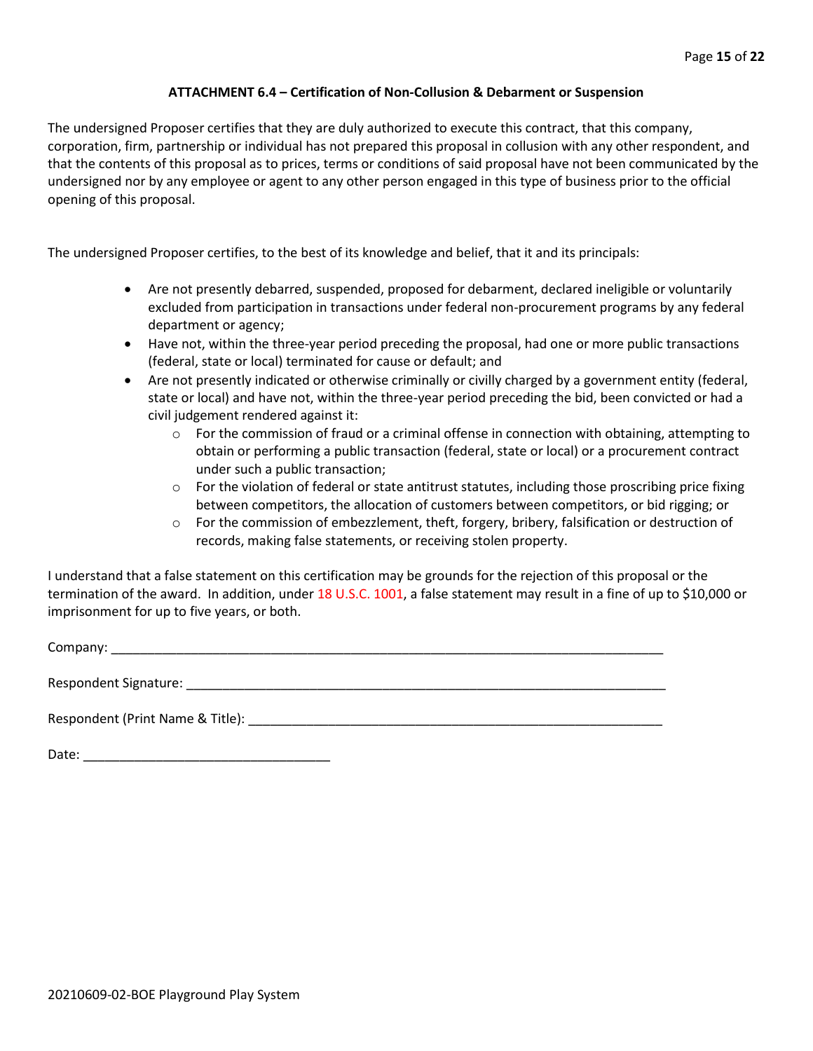### ATTACHMENT 6.4 – Certification of Non-Collusion & Debarment or Suspension

The undersigned Proposer certifies that they are duly authorized to execute this contract, that this company, corporation, firm, partnership or individual has not prepared this proposal in collusion with any other respondent, and that the contents of this proposal as to prices, terms or conditions of said proposal have not been communicated by the undersigned nor by any employee or agent to any other person engaged in this type of business prior to the official opening of this proposal.

The undersigned Proposer certifies, to the best of its knowledge and belief, that it and its principals:

- Are not presently debarred, suspended, proposed for debarment, declared ineligible or voluntarily excluded from participation in transactions under federal non-procurement programs by any federal department or agency;
- Have not, within the three-year period preceding the proposal, had one or more public transactions (federal, state or local) terminated for cause or default; and
- Are not presently indicated or otherwise criminally or civilly charged by a government entity (federal, state or local) and have not, within the three-year period preceding the bid, been convicted or had a civil judgement rendered against it:
  - For the commission of fraud or a criminal offense in connection with obtaining, attempting to obtain or performing a public transaction (federal, state or local) or a procurement contract under such a public transaction;
  - For the violation of federal or state antitrust statutes, including those proscribing price fixing between competitors, the allocation of customers between competitors, or bid rigging; or
  - For the commission of embezzlement, theft, forgery, bribery, falsification or destruction of records, making false statements, or receiving stolen property.

I understand that a false statement on this certification may be grounds for the rejection of this proposal or the termination of the award. In addition, under 18 U.S.C. 1001, a false statement may result in a fine of up to $10,000 or imprisonment for up to five years, or both.

Company: ______________________________________________________________________________

Respondent Signature: _____________________________________________________________________

Respondent (Print Name & Title): ___________________________________________________________

Date: __________________________________

20210609-02-BOE Playground Play System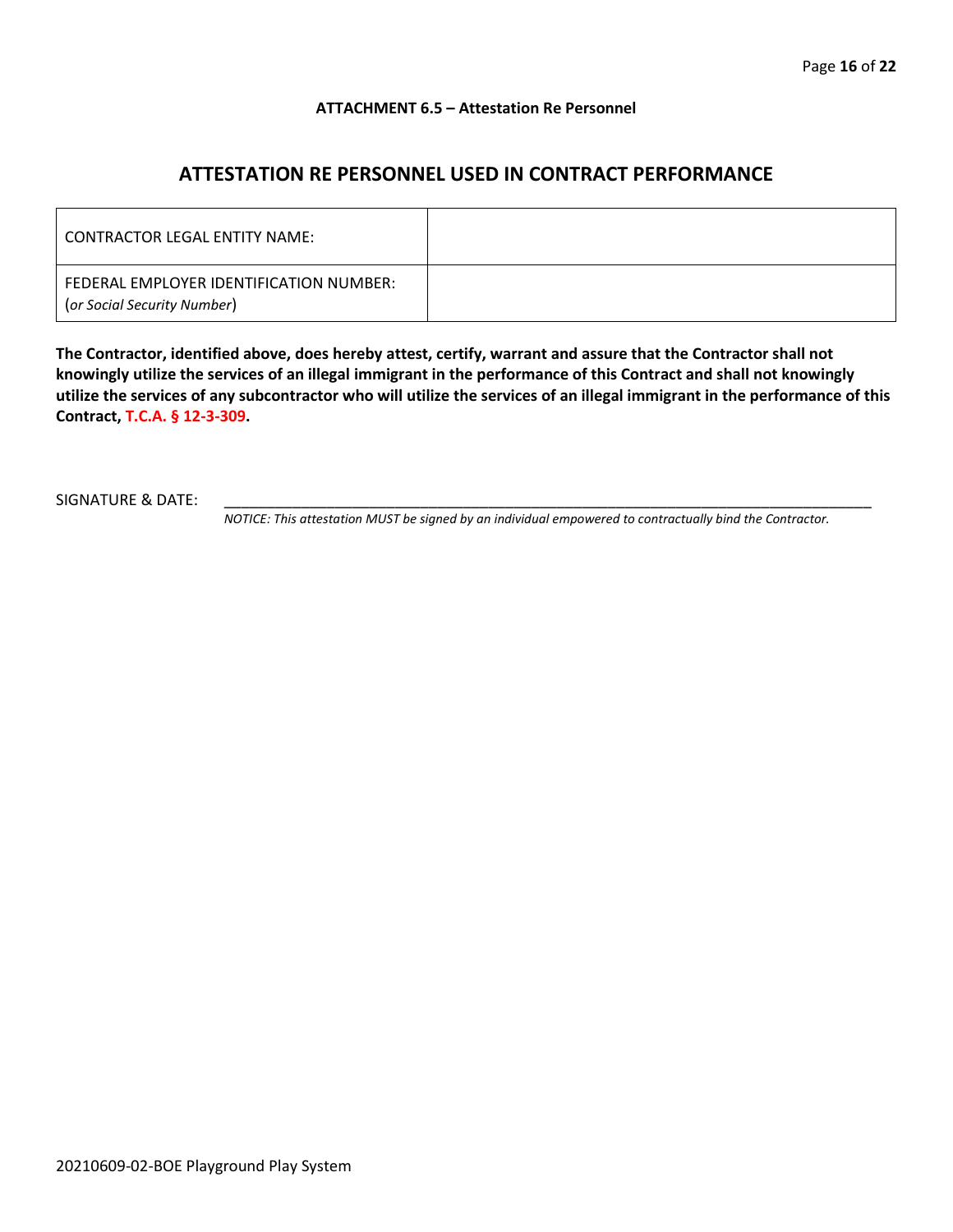**ATTACHMENT 6.5 – Attestation Re Personnel**

## ATTESTATION RE PERSONNEL USED IN CONTRACT PERFORMANCE

| | |
|---|---|
| CONTRACTOR LEGAL ENTITY NAME: | |
| FEDERAL EMPLOYER IDENTIFICATION NUMBER: (*or Social Security Number*) | |

**The Contractor, identified above, does hereby attest, certify, warrant and assure that the Contractor shall not knowingly utilize the services of an illegal immigrant in the performance of this Contract and shall not knowingly utilize the services of any subcontractor who will utilize the services of an illegal immigrant in the performance of this Contract, T.C.A. § 12-3-309.**

SIGNATURE & DATE: ________________________________________________________________________________

*NOTICE: This attestation MUST be signed by an individual empowered to contractually bind the Contractor.*

20210609-02-BOE Playground Play System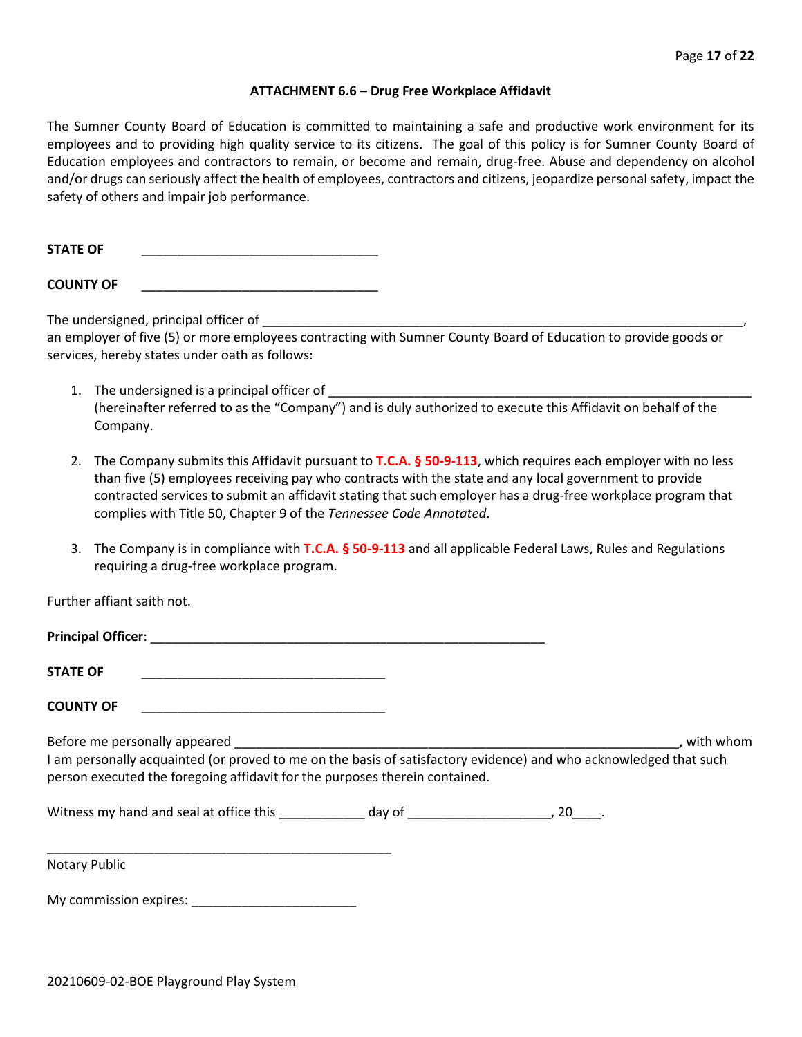### ATTACHMENT 6.6 – Drug Free Workplace Affidavit

The Sumner County Board of Education is committed to maintaining a safe and productive work environment for its employees and to providing high quality service to its citizens. The goal of this policy is for Sumner County Board of Education employees and contractors to remain, or become and remain, drug-free. Abuse and dependency on alcohol and/or drugs can seriously affect the health of employees, contractors and citizens, jeopardize personal safety, impact the safety of others and impair job performance.

**STATE OF** _________________________________

**COUNTY OF** _________________________________

The undersigned, principal officer of _____________________________________________________________________, an employer of five (5) or more employees contracting with Sumner County Board of Education to provide goods or services, hereby states under oath as follows:

1. The undersigned is a principal officer of ____________________________________________________________ (hereinafter referred to as the "Company") and is duly authorized to execute this Affidavit on behalf of the Company.

2. The Company submits this Affidavit pursuant to **T.C.A. § 50-9-113**, which requires each employer with no less than five (5) employees receiving pay who contracts with the state and any local government to provide contracted services to submit an affidavit stating that such employer has a drug-free workplace program that complies with Title 50, Chapter 9 of the *Tennessee Code Annotated*.

3. The Company is in compliance with **T.C.A. § 50-9-113** and all applicable Federal Laws, Rules and Regulations requiring a drug-free workplace program.

Further affiant saith not.

**Principal Officer**: _______________________________________________________

**STATE OF** __________________________________

**COUNTY OF** __________________________________

Before me personally appeared ______________________________________________________________, with whom I am personally acquainted (or proved to me on the basis of satisfactory evidence) and who acknowledged that such person executed the foregoing affidavit for the purposes therein contained.

Witness my hand and seal at office this ____________ day of ____________________, 20____.

_________________________________________________

Notary Public

My commission expires: _______________________

20210609-02-BOE Playground Play System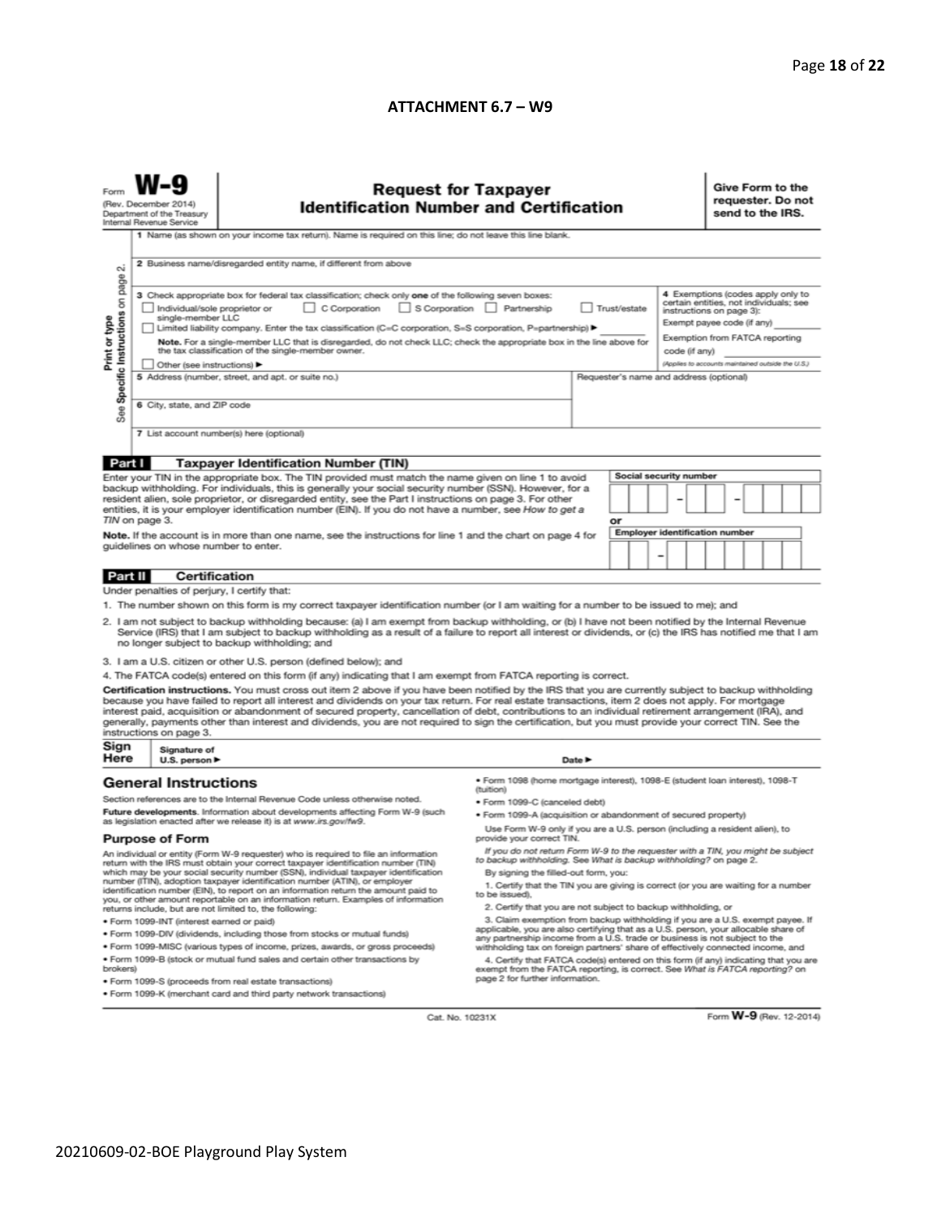## ATTACHMENT 6.7 – W9

Form **W-9**
(Rev. December 2014)
Department of the Treasury
Internal Revenue Service

# Request for Taxpayer Identification Number and Certification

**Give Form to the requester. Do not send to the IRS.**

Print or type
See Specific Instructions on page 2.

1 Name (as shown on your income tax return). Name is required on this line; do not leave this line blank.

2 Business name/disregarded entity name, if different from above

3 Check appropriate box for federal tax classification; check only **one** of the following seven boxes:
☐ Individual/sole proprietor or single-member LLC ☐ C Corporation ☐ S Corporation ☐ Partnership ☐ Trust/estate
☐ Limited liability company. Enter the tax classification (C=C corporation, S=S corporation, P=partnership) ►
**Note.** For a single-member LLC that is disregarded, do not check LLC; check the appropriate box in the line above for the tax classification of the single-member owner.
☐ Other (see instructions) ►

4 Exemptions (codes apply only to certain entities, not individuals; see instructions on page 3):
Exempt payee code (if any)
Exemption from FATCA reporting code (if any)
(Applies to accounts maintained outside the U.S.)

5 Address (number, street, and apt. or suite no.)

Requester's name and address (optional)

6 City, state, and ZIP code

7 List account number(s) here (optional)

**Part I Taxpayer Identification Number (TIN)**

Enter your TIN in the appropriate box. The TIN provided must match the name given on line 1 to avoid backup withholding. For individuals, this is generally your social security number (SSN). However, for a resident alien, sole proprietor, or disregarded entity, see the Part I instructions on page 3. For other entities, it is your employer identification number (EIN). If you do not have a number, see *How to get a TIN* on page 3.

**Note.** If the account is in more than one name, see the instructions for line 1 and the chart on page 4 for guidelines on whose number to enter.

Social security number
|   |   |   | – |   |   | – |   |   |   |   |

or

Employer identification number
|   |   | – |   |   |   |   |   |   |   |

**Part II Certification**

Under penalties of perjury, I certify that:

1. The number shown on this form is my correct taxpayer identification number (or I am waiting for a number to be issued to me); and
2. I am not subject to backup withholding because: (a) I am exempt from backup withholding, or (b) I have not been notified by the Internal Revenue Service (IRS) that I am subject to backup withholding as a result of a failure to report all interest or dividends, or (c) the IRS has notified me that I am no longer subject to backup withholding; and
3. I am a U.S. citizen or other U.S. person (defined below); and
4. The FATCA code(s) entered on this form (if any) indicating that I am exempt from FATCA reporting is correct.

**Certification instructions.** You must cross out item 2 above if you have been notified by the IRS that you are currently subject to backup withholding because you have failed to report all interest and dividends on your tax return. For real estate transactions, item 2 does not apply. For mortgage interest paid, acquisition or abandonment of secured property, cancellation of debt, contributions to an individual retirement arrangement (IRA), and generally, payments other than interest and dividends, you are not required to sign the certification, but you must provide your correct TIN. See the instructions on page 3.

**Sign Here** Signature of U.S. person ► Date ►

## General Instructions

Section references are to the Internal Revenue Code unless otherwise noted.

**Future developments.** Information about developments affecting Form W-9 (such as legislation enacted after we release it) is at *www.irs.gov/fw9.*

### Purpose of Form

An individual or entity (Form W-9 requester) who is required to file an information return with the IRS must obtain your correct taxpayer identification number (TIN) which may be your social security number (SSN), individual taxpayer identification number (ITIN), adoption taxpayer identification number (ATIN), or employer identification number (EIN), to report on an information return the amount paid to you, or other amount reportable on an information return. Examples of information returns include, but are not limited to, the following:

- Form 1099-INT (interest earned or paid)
- Form 1099-DIV (dividends, including those from stocks or mutual funds)
- Form 1099-MISC (various types of income, prizes, awards, or gross proceeds)
- Form 1099-B (stock or mutual fund sales and certain other transactions by brokers)
- Form 1099-S (proceeds from real estate transactions)
- Form 1099-K (merchant card and third party network transactions)
- Form 1098 (home mortgage interest), 1098-E (student loan interest), 1098-T (tuition)
- Form 1099-C (canceled debt)
- Form 1099-A (acquisition or abandonment of secured property)

Use Form W-9 only if you are a U.S. person (including a resident alien), to provide your correct TIN.

*If you do not return Form W-9 to the requester with a TIN, you might be subject to backup withholding. See What is backup withholding? on page 2.*

By signing the filled-out form, you:

1. Certify that the TIN you are giving is correct (or you are waiting for a number to be issued),
2. Certify that you are not subject to backup withholding, or
3. Claim exemption from backup withholding if you are a U.S. exempt payee. If applicable, you are also certifying that as a U.S. person, your allocable share of any partnership income from a U.S. trade or business is not subject to the withholding tax on foreign partners' share of effectively connected income, and
4. Certify that FATCA code(s) entered on this form (if any) indicating that you are exempt from the FATCA reporting, is correct. See *What is FATCA reporting?* on page 2 for further information.

Cat. No. 10231X Form **W-9** (Rev. 12-2014)

20210609-02-BOE Playground Play System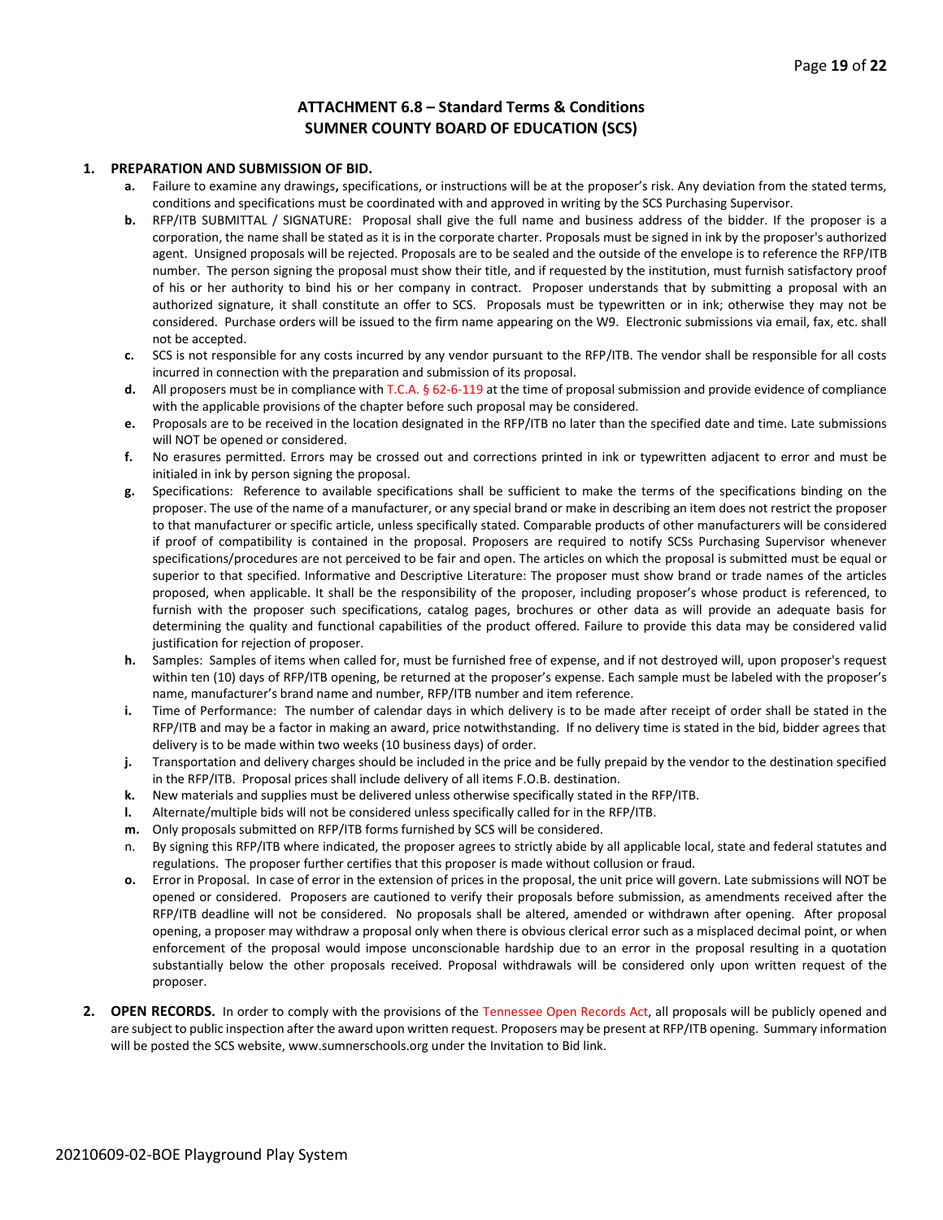## ATTACHMENT 6.8 – Standard Terms & Conditions
## SUMNER COUNTY BOARD OF EDUCATION (SCS)

1. **PREPARATION AND SUBMISSION OF BID.**
   - **a.** Failure to examine any drawings**,** specifications, or instructions will be at the proposer's risk. Any deviation from the stated terms, conditions and specifications must be coordinated with and approved in writing by the SCS Purchasing Supervisor.
   - **b.** RFP/ITB SUBMITTAL / SIGNATURE: Proposal shall give the full name and business address of the bidder. If the proposer is a corporation, the name shall be stated as it is in the corporate charter. Proposals must be signed in ink by the proposer's authorized agent. Unsigned proposals will be rejected. Proposals are to be sealed and the outside of the envelope is to reference the RFP/ITB number. The person signing the proposal must show their title, and if requested by the institution, must furnish satisfactory proof of his or her authority to bind his or her company in contract. Proposer understands that by submitting a proposal with an authorized signature, it shall constitute an offer to SCS. Proposals must be typewritten or in ink; otherwise they may not be considered. Purchase orders will be issued to the firm name appearing on the W9. Electronic submissions via email, fax, etc. shall not be accepted.
   - **c.** SCS is not responsible for any costs incurred by any vendor pursuant to the RFP/ITB. The vendor shall be responsible for all costs incurred in connection with the preparation and submission of its proposal.
   - **d.** All proposers must be in compliance with T.C.A. § 62-6-119 at the time of proposal submission and provide evidence of compliance with the applicable provisions of the chapter before such proposal may be considered.
   - **e.** Proposals are to be received in the location designated in the RFP/ITB no later than the specified date and time. Late submissions will NOT be opened or considered.
   - **f.** No erasures permitted. Errors may be crossed out and corrections printed in ink or typewritten adjacent to error and must be initialed in ink by person signing the proposal.
   - **g.** Specifications: Reference to available specifications shall be sufficient to make the terms of the specifications binding on the proposer. The use of the name of a manufacturer, or any special brand or make in describing an item does not restrict the proposer to that manufacturer or specific article, unless specifically stated. Comparable products of other manufacturers will be considered if proof of compatibility is contained in the proposal. Proposers are required to notify SCSs Purchasing Supervisor whenever specifications/procedures are not perceived to be fair and open. The articles on which the proposal is submitted must be equal or superior to that specified. Informative and Descriptive Literature: The proposer must show brand or trade names of the articles proposed, when applicable. It shall be the responsibility of the proposer, including proposer's whose product is referenced, to furnish with the proposer such specifications, catalog pages, brochures or other data as will provide an adequate basis for determining the quality and functional capabilities of the product offered. Failure to provide this data may be considered valid justification for rejection of proposer.
   - **h.** Samples: Samples of items when called for, must be furnished free of expense, and if not destroyed will, upon proposer's request within ten (10) days of RFP/ITB opening, be returned at the proposer's expense. Each sample must be labeled with the proposer's name, manufacturer's brand name and number, RFP/ITB number and item reference.
   - **i.** Time of Performance: The number of calendar days in which delivery is to be made after receipt of order shall be stated in the RFP/ITB and may be a factor in making an award, price notwithstanding. If no delivery time is stated in the bid, bidder agrees that delivery is to be made within two weeks (10 business days) of order.
   - **j.** Transportation and delivery charges should be included in the price and be fully prepaid by the vendor to the destination specified in the RFP/ITB. Proposal prices shall include delivery of all items F.O.B. destination.
   - **k.** New materials and supplies must be delivered unless otherwise specifically stated in the RFP/ITB.
   - **l.** Alternate/multiple bids will not be considered unless specifically called for in the RFP/ITB.
   - **m.** Only proposals submitted on RFP/ITB forms furnished by SCS will be considered.
   - n. By signing this RFP/ITB where indicated, the proposer agrees to strictly abide by all applicable local, state and federal statutes and regulations. The proposer further certifies that this proposer is made without collusion or fraud.
   - **o.** Error in Proposal. In case of error in the extension of prices in the proposal, the unit price will govern. Late submissions will NOT be opened or considered. Proposers are cautioned to verify their proposals before submission, as amendments received after the RFP/ITB deadline will not be considered. No proposals shall be altered, amended or withdrawn after opening. After proposal opening, a proposer may withdraw a proposal only when there is obvious clerical error such as a misplaced decimal point, or when enforcement of the proposal would impose unconscionable hardship due to an error in the proposal resulting in a quotation substantially below the other proposals received. Proposal withdrawals will be considered only upon written request of the proposer.

2. **OPEN RECORDS.** In order to comply with the provisions of the Tennessee Open Records Act, all proposals will be publicly opened and are subject to public inspection after the award upon written request. Proposers may be present at RFP/ITB opening. Summary information will be posted the SCS website, www.sumnerschools.org under the Invitation to Bid link.

20210609-02-BOE Playground Play System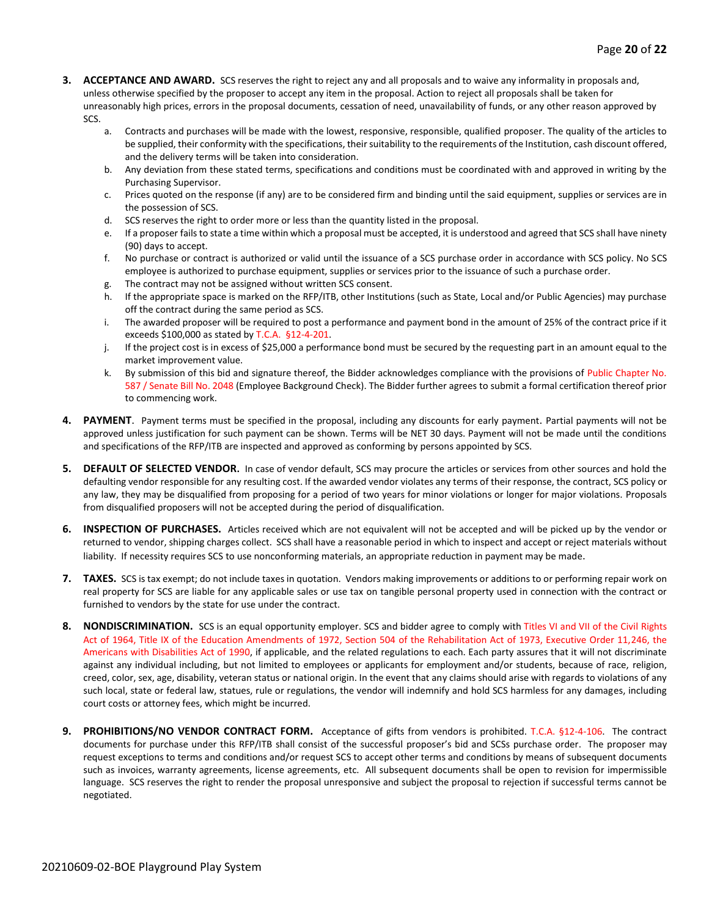3. **ACCEPTANCE AND AWARD.** SCS reserves the right to reject any and all proposals and to waive any informality in proposals and, unless otherwise specified by the proposer to accept any item in the proposal. Action to reject all proposals shall be taken for unreasonably high prices, errors in the proposal documents, cessation of need, unavailability of funds, or any other reason approved by SCS.
   a. Contracts and purchases will be made with the lowest, responsive, responsible, qualified proposer. The quality of the articles to be supplied, their conformity with the specifications, their suitability to the requirements of the Institution, cash discount offered, and the delivery terms will be taken into consideration.
   b. Any deviation from these stated terms, specifications and conditions must be coordinated with and approved in writing by the Purchasing Supervisor.
   c. Prices quoted on the response (if any) are to be considered firm and binding until the said equipment, supplies or services are in the possession of SCS.
   d. SCS reserves the right to order more or less than the quantity listed in the proposal.
   e. If a proposer fails to state a time within which a proposal must be accepted, it is understood and agreed that SCS shall have ninety (90) days to accept.
   f. No purchase or contract is authorized or valid until the issuance of a SCS purchase order in accordance with SCS policy. No SCS employee is authorized to purchase equipment, supplies or services prior to the issuance of such a purchase order.
   g. The contract may not be assigned without written SCS consent.
   h. If the appropriate space is marked on the RFP/ITB, other Institutions (such as State, Local and/or Public Agencies) may purchase off the contract during the same period as SCS.
   i. The awarded proposer will be required to post a performance and payment bond in the amount of 25% of the contract price if it exceeds $100,000 as stated by T.C.A. §12-4-201.
   j. If the project cost is in excess of $25,000 a performance bond must be secured by the requesting part in an amount equal to the market improvement value.
   k. By submission of this bid and signature thereof, the Bidder acknowledges compliance with the provisions of Public Chapter No. 587 / Senate Bill No. 2048 (Employee Background Check). The Bidder further agrees to submit a formal certification thereof prior to commencing work.

4. **PAYMENT**. Payment terms must be specified in the proposal, including any discounts for early payment. Partial payments will not be approved unless justification for such payment can be shown. Terms will be NET 30 days. Payment will not be made until the conditions and specifications of the RFP/ITB are inspected and approved as conforming by persons appointed by SCS.

5. **DEFAULT OF SELECTED VENDOR.** In case of vendor default, SCS may procure the articles or services from other sources and hold the defaulting vendor responsible for any resulting cost. If the awarded vendor violates any terms of their response, the contract, SCS policy or any law, they may be disqualified from proposing for a period of two years for minor violations or longer for major violations. Proposals from disqualified proposers will not be accepted during the period of disqualification.

6. **INSPECTION OF PURCHASES.** Articles received which are not equivalent will not be accepted and will be picked up by the vendor or returned to vendor, shipping charges collect. SCS shall have a reasonable period in which to inspect and accept or reject materials without liability. If necessity requires SCS to use nonconforming materials, an appropriate reduction in payment may be made.

7. **TAXES.** SCS is tax exempt; do not include taxes in quotation. Vendors making improvements or additions to or performing repair work on real property for SCS are liable for any applicable sales or use tax on tangible personal property used in connection with the contract or furnished to vendors by the state for use under the contract.

8. **NONDISCRIMINATION.** SCS is an equal opportunity employer. SCS and bidder agree to comply with Titles VI and VII of the Civil Rights Act of 1964, Title IX of the Education Amendments of 1972, Section 504 of the Rehabilitation Act of 1973, Executive Order 11,246, the Americans with Disabilities Act of 1990, if applicable, and the related regulations to each. Each party assures that it will not discriminate against any individual including, but not limited to employees or applicants for employment and/or students, because of race, religion, creed, color, sex, age, disability, veteran status or national origin. In the event that any claims should arise with regards to violations of any such local, state or federal law, statues, rule or regulations, the vendor will indemnify and hold SCS harmless for any damages, including court costs or attorney fees, which might be incurred.

9. **PROHIBITIONS/NO VENDOR CONTRACT FORM.** Acceptance of gifts from vendors is prohibited. T.C.A. §12-4-106. The contract documents for purchase under this RFP/ITB shall consist of the successful proposer's bid and SCSs purchase order. The proposer may request exceptions to terms and conditions and/or request SCS to accept other terms and conditions by means of subsequent documents such as invoices, warranty agreements, license agreements, etc. All subsequent documents shall be open to revision for impermissible language. SCS reserves the right to render the proposal unresponsive and subject the proposal to rejection if successful terms cannot be negotiated.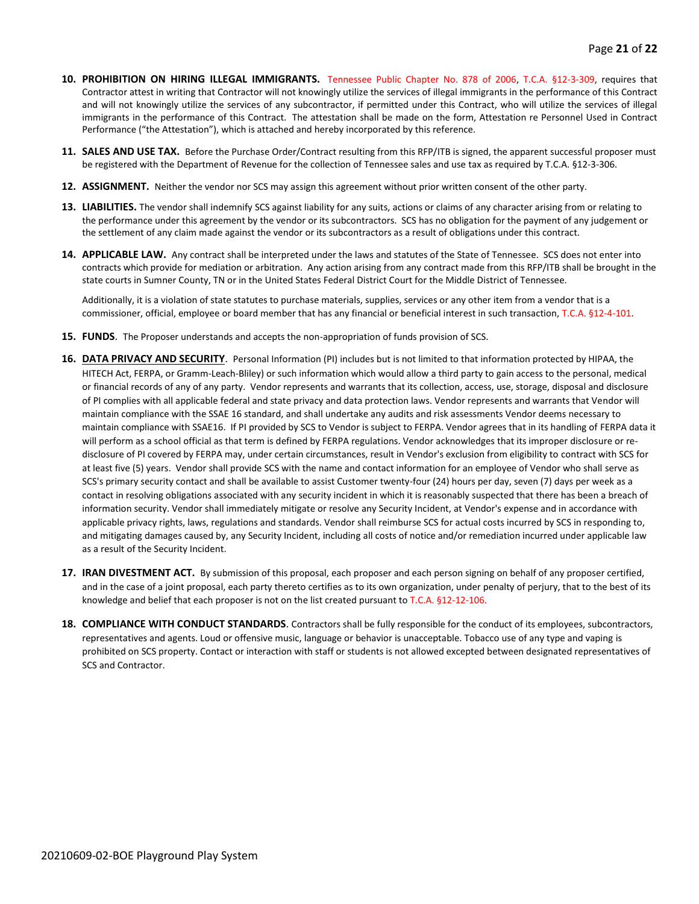10. **PROHIBITION ON HIRING ILLEGAL IMMIGRANTS.** Tennessee Public Chapter No. 878 of 2006, T.C.A. §12-3-309, requires that Contractor attest in writing that Contractor will not knowingly utilize the services of illegal immigrants in the performance of this Contract and will not knowingly utilize the services of any subcontractor, if permitted under this Contract, who will utilize the services of illegal immigrants in the performance of this Contract. The attestation shall be made on the form, Attestation re Personnel Used in Contract Performance ("the Attestation"), which is attached and hereby incorporated by this reference.

11. **SALES AND USE TAX.** Before the Purchase Order/Contract resulting from this RFP/ITB is signed, the apparent successful proposer must be registered with the Department of Revenue for the collection of Tennessee sales and use tax as required by T.C.A. §12-3-306.

12. **ASSIGNMENT.** Neither the vendor nor SCS may assign this agreement without prior written consent of the other party.

13. **LIABILITIES.** The vendor shall indemnify SCS against liability for any suits, actions or claims of any character arising from or relating to the performance under this agreement by the vendor or its subcontractors. SCS has no obligation for the payment of any judgement or the settlement of any claim made against the vendor or its subcontractors as a result of obligations under this contract.

14. **APPLICABLE LAW.** Any contract shall be interpreted under the laws and statutes of the State of Tennessee. SCS does not enter into contracts which provide for mediation or arbitration. Any action arising from any contract made from this RFP/ITB shall be brought in the state courts in Sumner County, TN or in the United States Federal District Court for the Middle District of Tennessee.

    Additionally, it is a violation of state statutes to purchase materials, supplies, services or any other item from a vendor that is a commissioner, official, employee or board member that has any financial or beneficial interest in such transaction, T.C.A. §12-4-101.

15. **FUNDS**. The Proposer understands and accepts the non-appropriation of funds provision of SCS.

16. **DATA PRIVACY AND SECURITY**. Personal Information (PI) includes but is not limited to that information protected by HIPAA, the HITECH Act, FERPA, or Gramm-Leach-Bliley) or such information which would allow a third party to gain access to the personal, medical or financial records of any of any party. Vendor represents and warrants that its collection, access, use, storage, disposal and disclosure of PI complies with all applicable federal and state privacy and data protection laws. Vendor represents and warrants that Vendor will maintain compliance with the SSAE 16 standard, and shall undertake any audits and risk assessments Vendor deems necessary to maintain compliance with SSAE16. If PI provided by SCS to Vendor is subject to FERPA. Vendor agrees that in its handling of FERPA data it will perform as a school official as that term is defined by FERPA regulations. Vendor acknowledges that its improper disclosure or re-disclosure of PI covered by FERPA may, under certain circumstances, result in Vendor's exclusion from eligibility to contract with SCS for at least five (5) years. Vendor shall provide SCS with the name and contact information for an employee of Vendor who shall serve as SCS's primary security contact and shall be available to assist Customer twenty-four (24) hours per day, seven (7) days per week as a contact in resolving obligations associated with any security incident in which it is reasonably suspected that there has been a breach of information security. Vendor shall immediately mitigate or resolve any Security Incident, at Vendor's expense and in accordance with applicable privacy rights, laws, regulations and standards. Vendor shall reimburse SCS for actual costs incurred by SCS in responding to, and mitigating damages caused by, any Security Incident, including all costs of notice and/or remediation incurred under applicable law as a result of the Security Incident.

17. **IRAN DIVESTMENT ACT.** By submission of this proposal, each proposer and each person signing on behalf of any proposer certified, and in the case of a joint proposal, each party thereto certifies as to its own organization, under penalty of perjury, that to the best of its knowledge and belief that each proposer is not on the list created pursuant to T.C.A. §12-12-106.

18. **COMPLIANCE WITH CONDUCT STANDARDS**. Contractors shall be fully responsible for the conduct of its employees, subcontractors, representatives and agents. Loud or offensive music, language or behavior is unacceptable. Tobacco use of any type and vaping is prohibited on SCS property. Contact or interaction with staff or students is not allowed excepted between designated representatives of SCS and Contractor.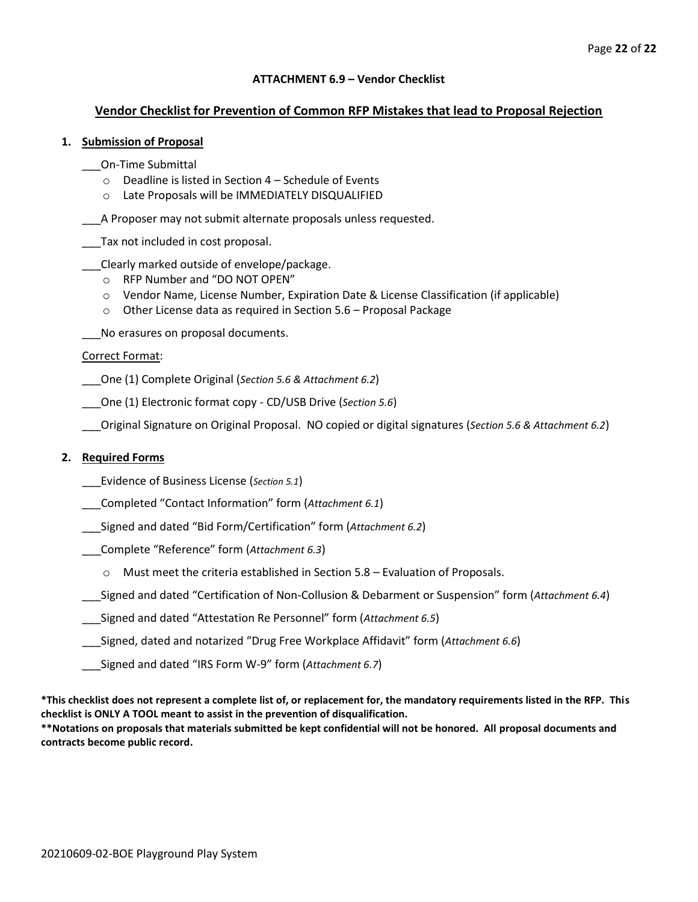**ATTACHMENT 6.9 – Vendor Checklist**

## Vendor Checklist for Prevention of Common RFP Mistakes that lead to Proposal Rejection

### 1. Submission of Proposal

___On-Time Submittal

- Deadline is listed in Section 4 – Schedule of Events
- Late Proposals will be IMMEDIATELY DISQUALIFIED

___A Proposer may not submit alternate proposals unless requested.

___Tax not included in cost proposal.

___Clearly marked outside of envelope/package.

- RFP Number and "DO NOT OPEN"
- Vendor Name, License Number, Expiration Date & License Classification (if applicable)
- Other License data as required in Section 5.6 – Proposal Package

___No erasures on proposal documents.

Correct Format:

___One (1) Complete Original (*Section 5.6 & Attachment 6.2*)

___One (1) Electronic format copy - CD/USB Drive (*Section 5.6*)

___Original Signature on Original Proposal. NO copied or digital signatures (*Section 5.6 & Attachment 6.2*)

### 2. Required Forms

___Evidence of Business License (*Section 5.1*)

___Completed "Contact Information" form (*Attachment 6.1*)

___Signed and dated "Bid Form/Certification" form (*Attachment 6.2*)

___Complete "Reference" form (*Attachment 6.3*)

- Must meet the criteria established in Section 5.8 – Evaluation of Proposals.

___Signed and dated "Certification of Non-Collusion & Debarment or Suspension" form (*Attachment 6.4*)

___Signed and dated "Attestation Re Personnel" form (*Attachment 6.5*)

___Signed, dated and notarized "Drug Free Workplace Affidavit" form (*Attachment 6.6*)

___Signed and dated "IRS Form W-9" form (*Attachment 6.7*)

**\*This checklist does not represent a complete list of, or replacement for, the mandatory requirements listed in the RFP. This checklist is ONLY A TOOL meant to assist in the prevention of disqualification.**

**\*\*Notations on proposals that materials submitted be kept confidential will not be honored. All proposal documents and contracts become public record.**